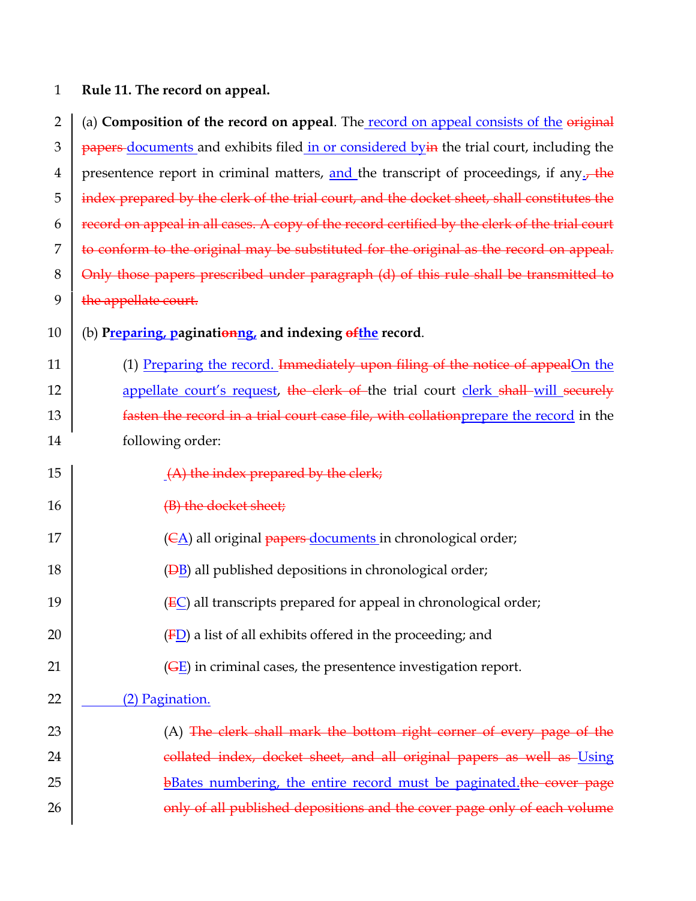**Rule 11. The record on appeal.**

(a) **Composition of the record on appeal**. The record on appeal consists of the ~~original papers~~ documents and exhibits filed in or considered by~~in~~ the trial court, including the presentence report in criminal matters, and the transcript of proceedings, if any.~~, the index prepared by the clerk of the trial court, and the docket sheet, shall constitutes the record on appeal in all cases. A copy of the record certified by the clerk of the trial court to conform to the original may be substituted for the original as the record on appeal. Only those papers prescribed under paragraph (d) of this rule shall be transmitted to the appellate court.~~

(b) **Preparing, paginati~~on~~ng, and indexing ~~of~~the record**.

> (1) Preparing the record. ~~Immediately upon filing of the notice of appeal~~On the appellate court's request, ~~the clerk of~~ the trial court clerk ~~shall~~ will ~~securely fasten the record in a trial court case file, with collation~~prepare the record in the following order:
>
> > ~~(A) the index prepared by the clerk;~~
> >
> > ~~(B) the docket sheet;~~
> >
> > (~~C~~A) all original ~~papers~~ documents in chronological order;
> >
> > (~~D~~B) all published depositions in chronological order;
> >
> > (~~E~~C) all transcripts prepared for appeal in chronological order;
> >
> > (~~F~~D) a list of all exhibits offered in the proceeding; and
> >
> > (~~G~~E) in criminal cases, the presentence investigation report.
>
> (2) Pagination.
>
> > (A) ~~The clerk shall mark the bottom right corner of every page of the collated index, docket sheet, and all original papers as well as~~ Using ~~b~~Bates numbering, the entire record must be paginated.~~the cover page only of all published depositions and the cover page only of each volume~~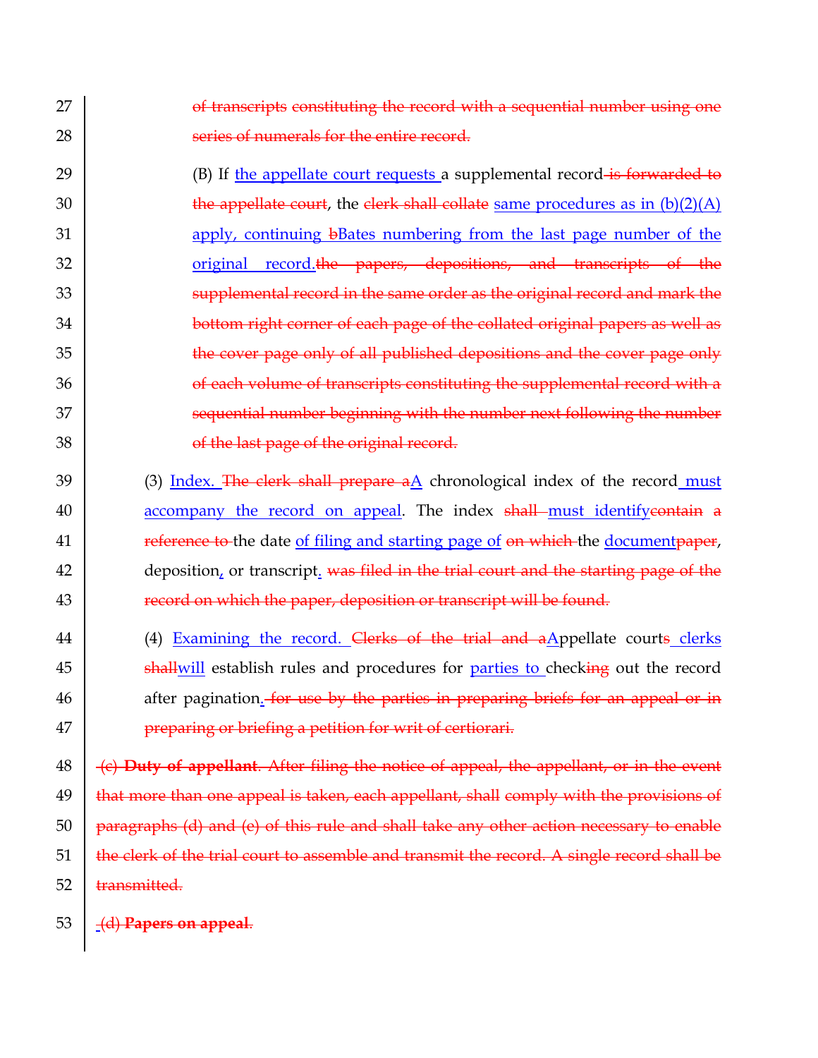~~of transcripts constituting the record with a sequential number using one series of numerals for the entire record.~~

(B) If <ins>the appellate court requests </ins>a supplemental record~~ is forwarded to the appellate court~~, the ~~clerk shall collate~~ <ins>same procedures as in (b)(2)(A) apply, continuing </ins>~~b~~<ins>Bates numbering from the last page number of the original record.</ins>~~the papers, depositions, and transcripts of the supplemental record in the same order as the original record and mark the bottom right corner of each page of the collated original papers as well as the cover page only of all published depositions and the cover page only of each volume of transcripts constituting the supplemental record with a sequential number beginning with the number next following the number of the last page of the original record.~~

(3) <ins>Index. </ins>~~The clerk shall prepare a~~<ins>A</ins> chronological index of the record<ins> must accompany the record on appeal</ins>. The index ~~shall~~ <ins>must identify</ins>~~contain a reference to~~ the date <ins>of filing and starting page of</ins> ~~on which~~ the <ins>document</ins>~~paper~~, deposition<ins>,</ins> or transcript<ins>.</ins> ~~was filed in the trial court and the starting page of the record on which the paper, deposition or transcript will be found.~~

(4) <ins>Examining the record. </ins>~~Clerks of the trial and a~~<ins>A</ins>ppellate court~~s~~<ins> clerks</ins> ~~shall~~<ins>will</ins> establish rules and procedures for <ins>parties to </ins>check~~ing~~ out the record after pagination<ins>.</ins> ~~for use by the parties in preparing briefs for an appeal or in preparing or briefing a petition for writ of certiorari.~~

~~(c) **Duty of appellant**. After filing the notice of appeal, the appellant, or in the event that more than one appeal is taken, each appellant, shall comply with the provisions of paragraphs (d) and (e) of this rule and shall take any other action necessary to enable the clerk of the trial court to assemble and transmit the record. A single record shall be transmitted.~~

~~(d) **Papers on appeal**~~.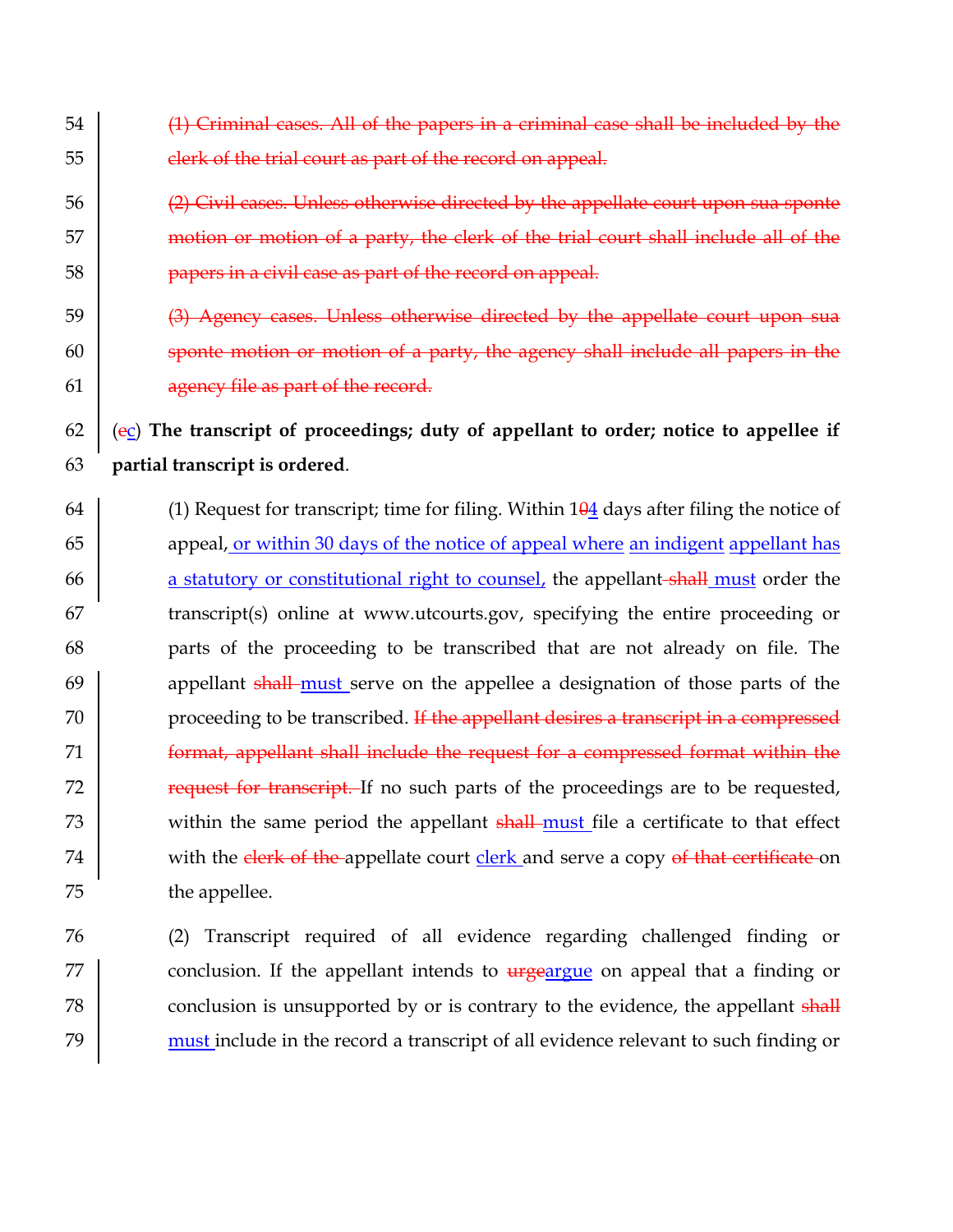~~(1) Criminal cases. All of the papers in a criminal case shall be included by the clerk of the trial court as part of the record on appeal.~~

~~(2) Civil cases. Unless otherwise directed by the appellate court upon sua sponte motion or motion of a party, the clerk of the trial court shall include all of the papers in a civil case as part of the record on appeal.~~

~~(3) Agency cases. Unless otherwise directed by the appellate court upon sua sponte motion or motion of a party, the agency shall include all papers in the agency file as part of the record.~~

(~~e~~c) **The transcript of proceedings; duty of appellant to order; notice to appellee if partial transcript is ordered**.

(1) Request for transcript; time for filing. Within 1~~0~~4 days after filing the notice of appeal, or within 30 days of the notice of appeal where an indigent appellant has a statutory or constitutional right to counsel, the appellant ~~shall~~ must order the transcript(s) online at www.utcourts.gov, specifying the entire proceeding or parts of the proceeding to be transcribed that are not already on file. The appellant ~~shall~~ must serve on the appellee a designation of those parts of the proceeding to be transcribed. ~~If the appellant desires a transcript in a compressed format, appellant shall include the request for a compressed format within the request for transcript.~~ If no such parts of the proceedings are to be requested, within the same period the appellant ~~shall~~ must file a certificate to that effect with the ~~clerk of the~~ appellate court clerk and serve a copy ~~of that certificate~~ on the appellee.

(2) Transcript required of all evidence regarding challenged finding or conclusion. If the appellant intends to ~~urge~~argue on appeal that a finding or conclusion is unsupported by or is contrary to the evidence, the appellant ~~shall~~ must include in the record a transcript of all evidence relevant to such finding or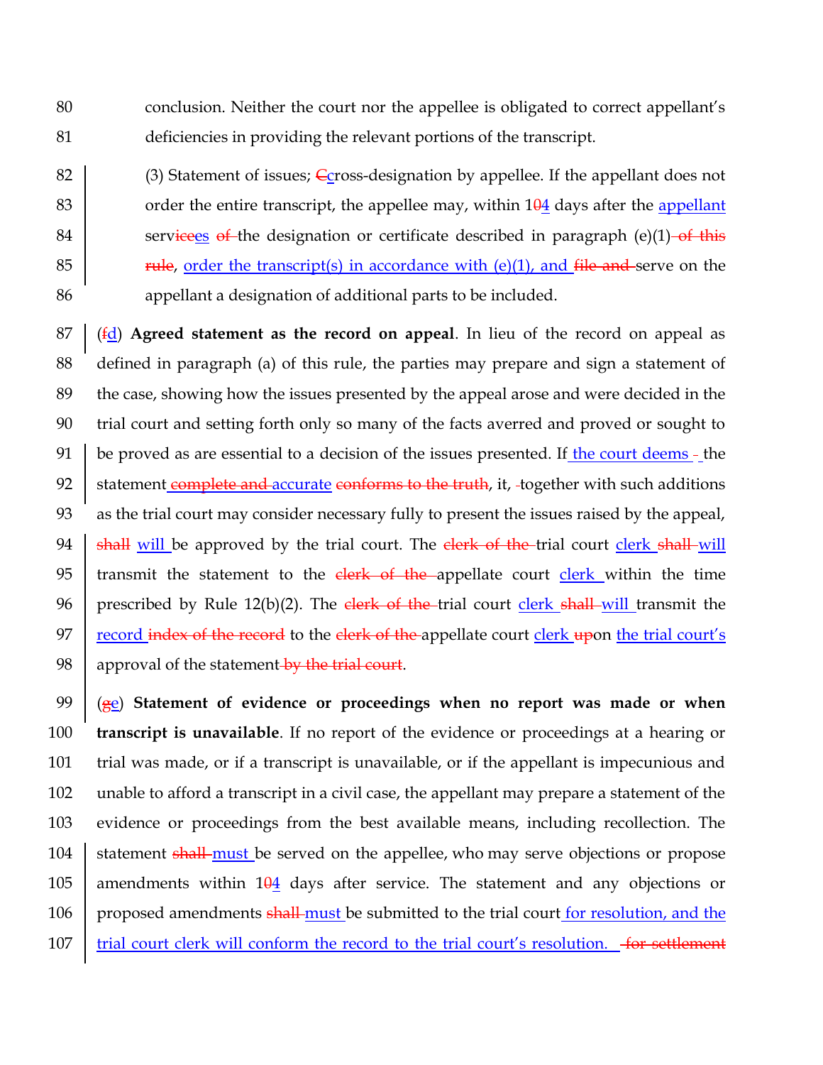conclusion. Neither the court nor the appellee is obligated to correct appellant's deficiencies in providing the relevant portions of the transcript.

(3) Statement of issues; ~~C~~cross-designation by appellee. If the appellant does not order the entire transcript, the appellee may, within 1~~0~~4 days after the appellant serv~~ice~~es ~~of~~ the designation or certificate described in paragraph (e)(1) ~~of this rule~~, order the transcript(s) in accordance with (e)(1), and ~~file and~~ serve on the appellant a designation of additional parts to be included.

(~~f~~d) **Agreed statement as the record on appeal**. In lieu of the record on appeal as defined in paragraph (a) of this rule, the parties may prepare and sign a statement of the case, showing how the issues presented by the appeal arose and were decided in the trial court and setting forth only so many of the facts averred and proved or sought to be proved as are essential to a decision of the issues presented. If the court deems the statement ~~complete and~~ accurate ~~conforms to the truth~~, it, together with such additions as the trial court may consider necessary fully to present the issues raised by the appeal, ~~shall~~ will be approved by the trial court. The ~~clerk of the~~ trial court clerk ~~shall~~ will transmit the statement to the ~~clerk of the~~ appellate court clerk within the time prescribed by Rule 12(b)(2). The ~~clerk of the~~ trial court clerk ~~shall~~ will transmit the record ~~index of the record~~ to the ~~clerk of the~~ appellate court clerk ~~up~~on the trial court's approval of the statement ~~by the trial court~~.

(~~g~~e) **Statement of evidence or proceedings when no report was made or when transcript is unavailable**. If no report of the evidence or proceedings at a hearing or trial was made, or if a transcript is unavailable, or if the appellant is impecunious and unable to afford a transcript in a civil case, the appellant may prepare a statement of the evidence or proceedings from the best available means, including recollection. The statement ~~shall~~ must be served on the appellee, who may serve objections or propose amendments within 1~~0~~4 days after service. The statement and any objections or proposed amendments ~~shall~~ must be submitted to the trial court for resolution, and the trial court clerk will conform the record to the trial court's resolution. ~~for settlement~~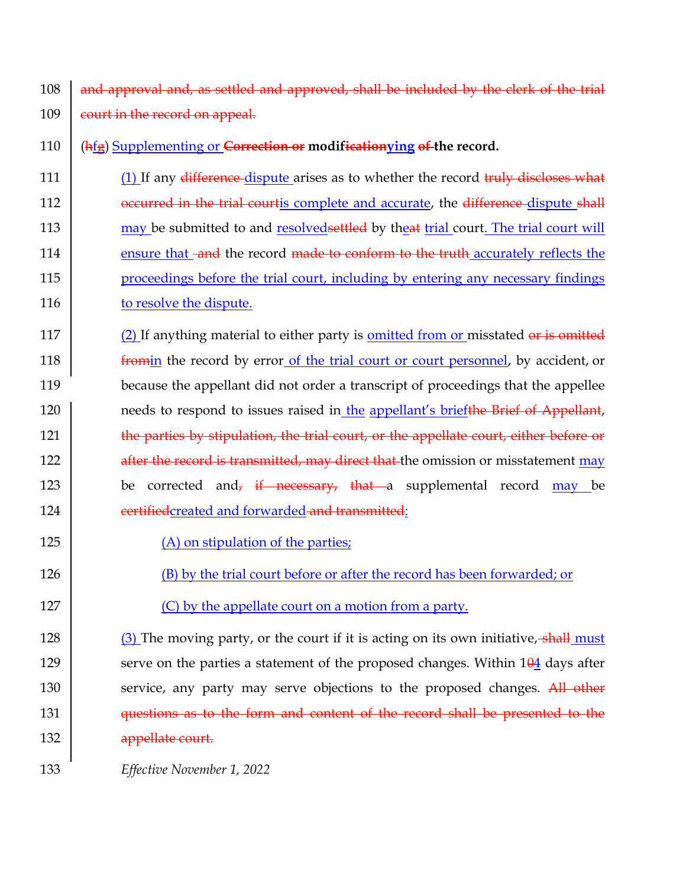108 ~~and approval and, as settled and approved, shall be included by the clerk of the trial~~
109 ~~court in the record on appeal.~~

110 (~~h~~f~~g~~) Supplementing or ~~**Correction or**~~ **modif~~ication~~ying ~~of~~ the record.**

111 (1) If any ~~difference~~ dispute arises as to whether the record ~~truly discloses what~~
112 ~~occurred in the trial court~~is complete and accurate, the ~~difference~~ dispute ~~shall~~
113 may be submitted to and resolved~~settled~~ by th~~e~~at trial court. The trial court will
114 ensure that ~~and~~ the record ~~made to conform to the truth~~ accurately reflects the
115 proceedings before the trial court, including by entering any necessary findings
116 to resolve the dispute.

117 (2) If anything material to either party is omitted from or misstated ~~or is omitted~~
118 ~~from~~in the record by error of the trial court or court personnel, by accident, or
119 because the appellant did not order a transcript of proceedings that the appellee
120 needs to respond to issues raised in the appellant's brief~~the Brief of Appellant~~,
121 ~~the parties by stipulation, the trial court, or the appellate court, either before or~~
122 ~~after the record is transmitted, may direct that~~ the omission or misstatement may
123 be corrected and~~, if necessary, that~~ a supplemental record may be
124 ~~certified~~created and forwarded ~~and transmitted~~:

125 (A) on stipulation of the parties;

126 (B) by the trial court before or after the record has been forwarded; or

127 (C) by the appellate court on a motion from a party.

128 (3) The moving party, or the court if it is acting on its own initiative, ~~shall~~ must
129 serve on the parties a statement of the proposed changes. Within 1~~0~~4 days after
130 service, any party may serve objections to the proposed changes. ~~All other~~
131 ~~questions as to the form and content of the record shall be presented to the~~
132 ~~appellate court.~~

133 *Effective November 1, 2022*